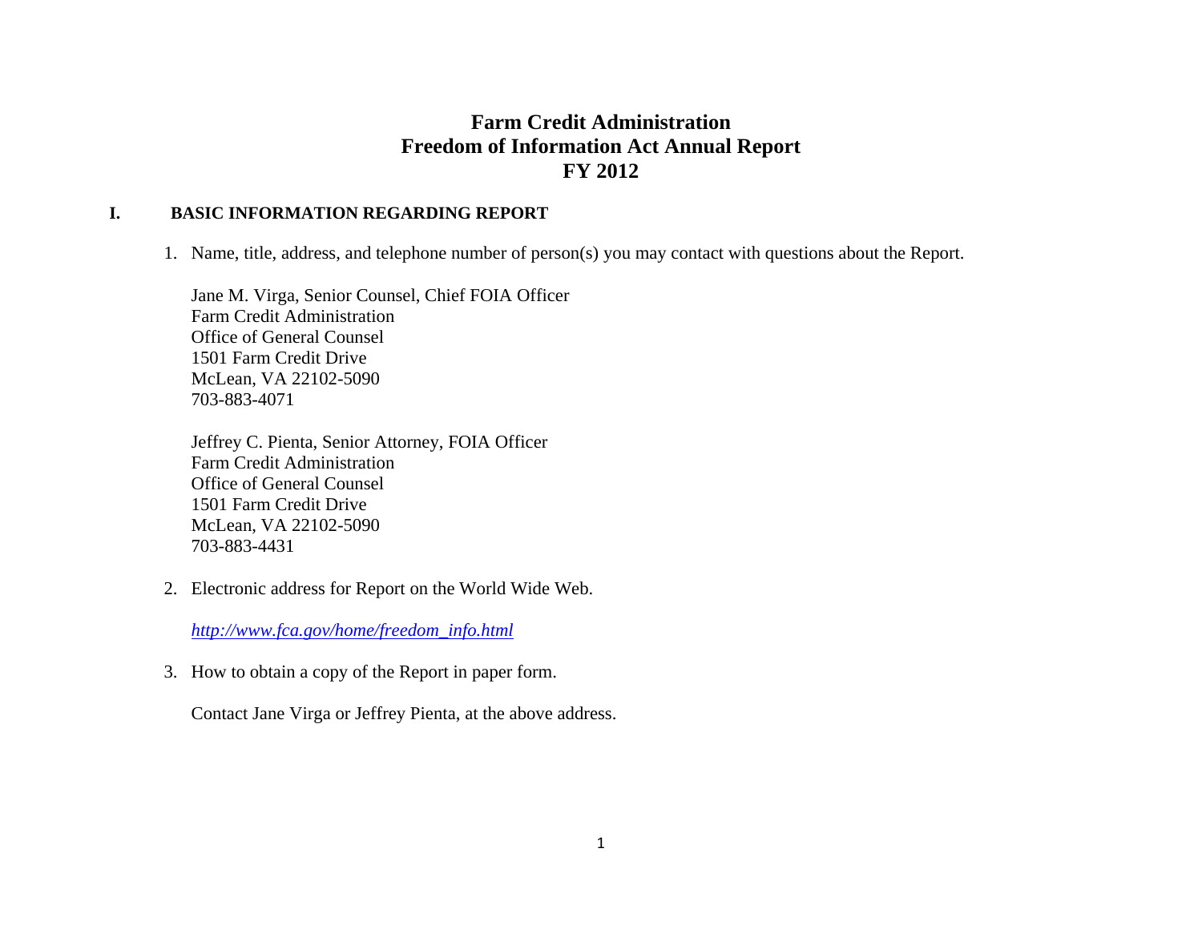# Farm Credit Administration
# Freedom of Information Act Annual Report
# FY 2012

## I. BASIC INFORMATION REGARDING REPORT

1. Name, title, address, and telephone number of person(s) you may contact with questions about the Report.

   Jane M. Virga, Senior Counsel, Chief FOIA Officer
   Farm Credit Administration
   Office of General Counsel
   1501 Farm Credit Drive
   McLean, VA 22102-5090
   703-883-4071

   Jeffrey C. Pienta, Senior Attorney, FOIA Officer
   Farm Credit Administration
   Office of General Counsel
   1501 Farm Credit Drive
   McLean, VA 22102-5090
   703-883-4431

2. Electronic address for Report on the World Wide Web.

   *http://www.fca.gov/home/freedom_info.html*

3. How to obtain a copy of the Report in paper form.

   Contact Jane Virga or Jeffrey Pienta, at the above address.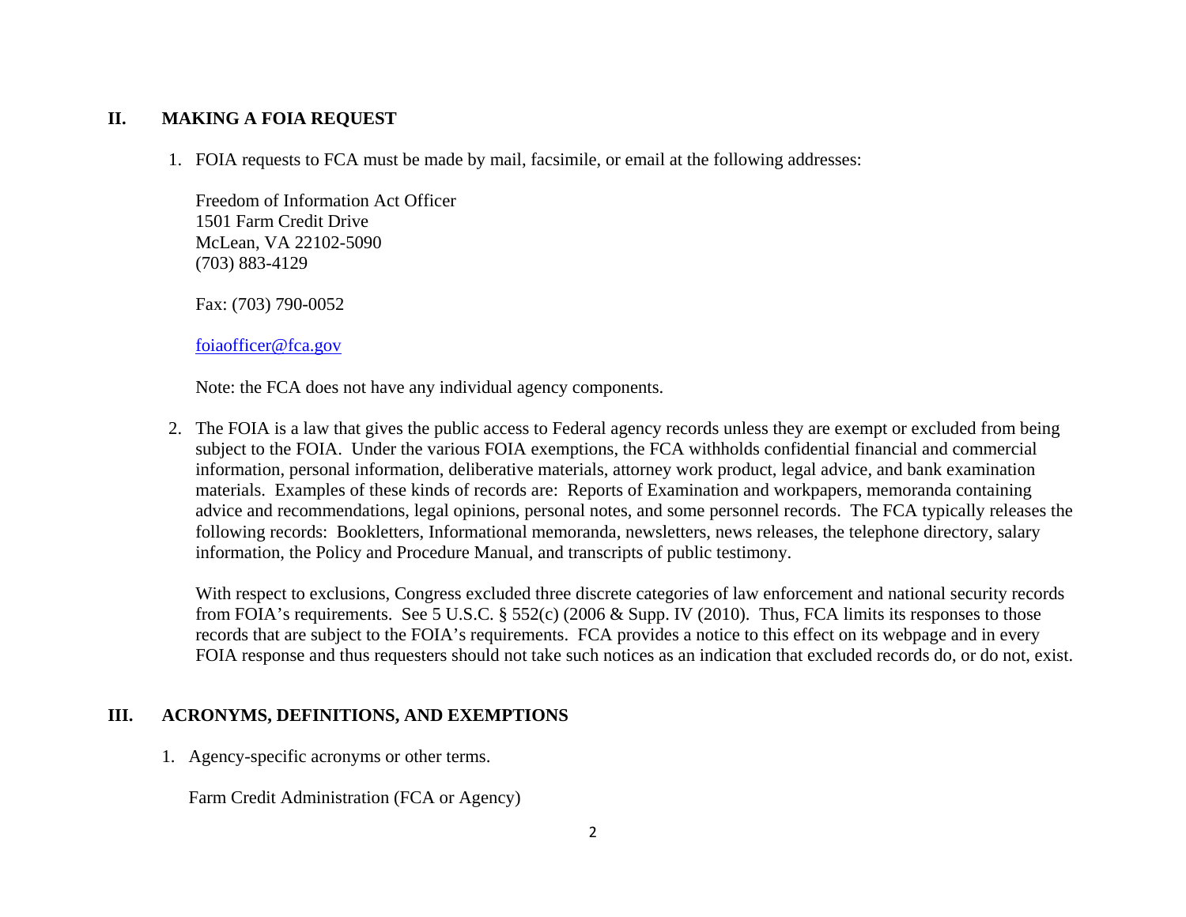## II. MAKING A FOIA REQUEST

1. FOIA requests to FCA must be made by mail, facsimile, or email at the following addresses:

   Freedom of Information Act Officer
   1501 Farm Credit Drive
   McLean, VA 22102-5090
   (703) 883-4129

   Fax: (703) 790-0052

   foiaofficer@fca.gov

   Note: the FCA does not have any individual agency components.

2. The FOIA is a law that gives the public access to Federal agency records unless they are exempt or excluded from being subject to the FOIA. Under the various FOIA exemptions, the FCA withholds confidential financial and commercial information, personal information, deliberative materials, attorney work product, legal advice, and bank examination materials. Examples of these kinds of records are: Reports of Examination and workpapers, memoranda containing advice and recommendations, legal opinions, personal notes, and some personnel records. The FCA typically releases the following records: Bookletters, Informational memoranda, newsletters, news releases, the telephone directory, salary information, the Policy and Procedure Manual, and transcripts of public testimony.

   With respect to exclusions, Congress excluded three discrete categories of law enforcement and national security records from FOIA's requirements. See 5 U.S.C. § 552(c) (2006 & Supp. IV (2010). Thus, FCA limits its responses to those records that are subject to the FOIA's requirements. FCA provides a notice to this effect on its webpage and in every FOIA response and thus requesters should not take such notices as an indication that excluded records do, or do not, exist.

## III. ACRONYMS, DEFINITIONS, AND EXEMPTIONS

1. Agency-specific acronyms or other terms.

   Farm Credit Administration (FCA or Agency)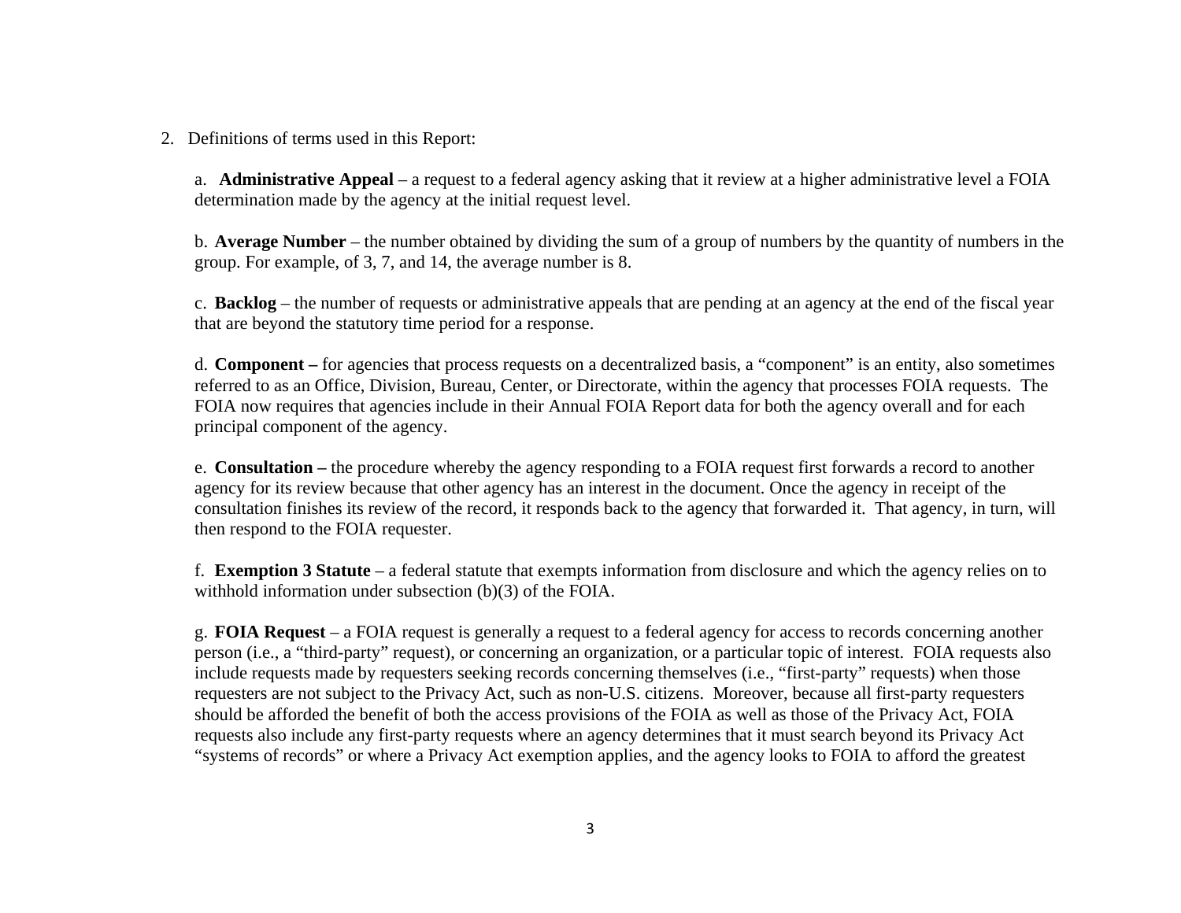2. Definitions of terms used in this Report:

   a. **Administrative Appeal** – a request to a federal agency asking that it review at a higher administrative level a FOIA determination made by the agency at the initial request level.

   b. **Average Number** – the number obtained by dividing the sum of a group of numbers by the quantity of numbers in the group. For example, of 3, 7, and 14, the average number is 8.

   c. **Backlog** – the number of requests or administrative appeals that are pending at an agency at the end of the fiscal year that are beyond the statutory time period for a response.

   d. **Component –** for agencies that process requests on a decentralized basis, a "component" is an entity, also sometimes referred to as an Office, Division, Bureau, Center, or Directorate, within the agency that processes FOIA requests. The FOIA now requires that agencies include in their Annual FOIA Report data for both the agency overall and for each principal component of the agency.

   e. **Consultation –** the procedure whereby the agency responding to a FOIA request first forwards a record to another agency for its review because that other agency has an interest in the document. Once the agency in receipt of the consultation finishes its review of the record, it responds back to the agency that forwarded it. That agency, in turn, will then respond to the FOIA requester.

   f. **Exemption 3 Statute** – a federal statute that exempts information from disclosure and which the agency relies on to withhold information under subsection (b)(3) of the FOIA.

   g. **FOIA Request** – a FOIA request is generally a request to a federal agency for access to records concerning another person (i.e., a "third-party" request), or concerning an organization, or a particular topic of interest. FOIA requests also include requests made by requesters seeking records concerning themselves (i.e., "first-party" requests) when those requesters are not subject to the Privacy Act, such as non-U.S. citizens. Moreover, because all first-party requesters should be afforded the benefit of both the access provisions of the FOIA as well as those of the Privacy Act, FOIA requests also include any first-party requests where an agency determines that it must search beyond its Privacy Act "systems of records" or where a Privacy Act exemption applies, and the agency looks to FOIA to afford the greatest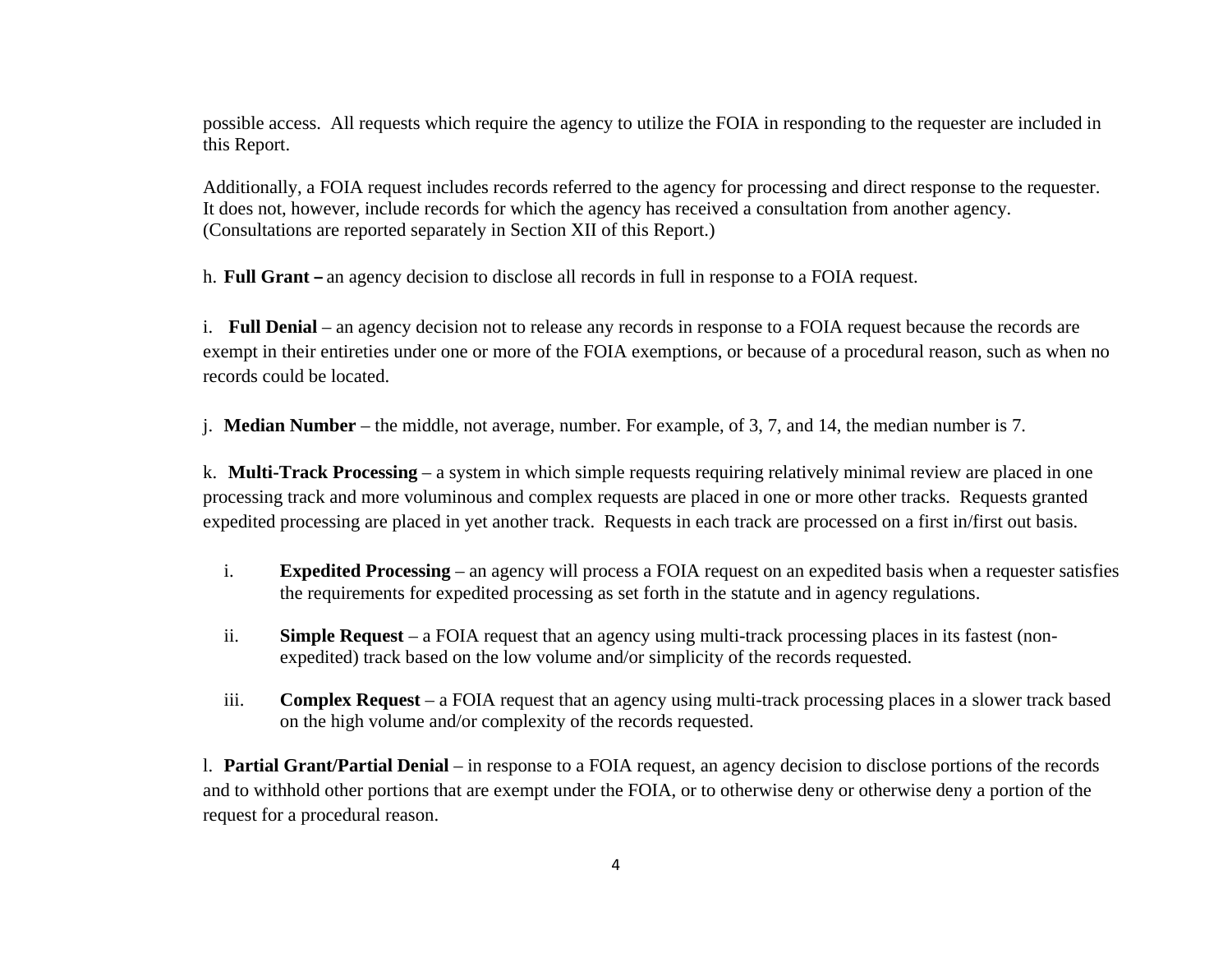possible access. All requests which require the agency to utilize the FOIA in responding to the requester are included in this Report.

Additionally, a FOIA request includes records referred to the agency for processing and direct response to the requester. It does not, however, include records for which the agency has received a consultation from another agency. (Consultations are reported separately in Section XII of this Report.)

h. **Full Grant –** an agency decision to disclose all records in full in response to a FOIA request.

i. **Full Denial** – an agency decision not to release any records in response to a FOIA request because the records are exempt in their entireties under one or more of the FOIA exemptions, or because of a procedural reason, such as when no records could be located.

j. **Median Number** – the middle, not average, number. For example, of 3, 7, and 14, the median number is 7.

k. **Multi-Track Processing** – a system in which simple requests requiring relatively minimal review are placed in one processing track and more voluminous and complex requests are placed in one or more other tracks. Requests granted expedited processing are placed in yet another track. Requests in each track are processed on a first in/first out basis.

- i. **Expedited Processing** – an agency will process a FOIA request on an expedited basis when a requester satisfies the requirements for expedited processing as set forth in the statute and in agency regulations.
- ii. **Simple Request** – a FOIA request that an agency using multi-track processing places in its fastest (non-expedited) track based on the low volume and/or simplicity of the records requested.
- iii. **Complex Request** – a FOIA request that an agency using multi-track processing places in a slower track based on the high volume and/or complexity of the records requested.

l. **Partial Grant/Partial Denial** – in response to a FOIA request, an agency decision to disclose portions of the records and to withhold other portions that are exempt under the FOIA, or to otherwise deny or otherwise deny a portion of the request for a procedural reason.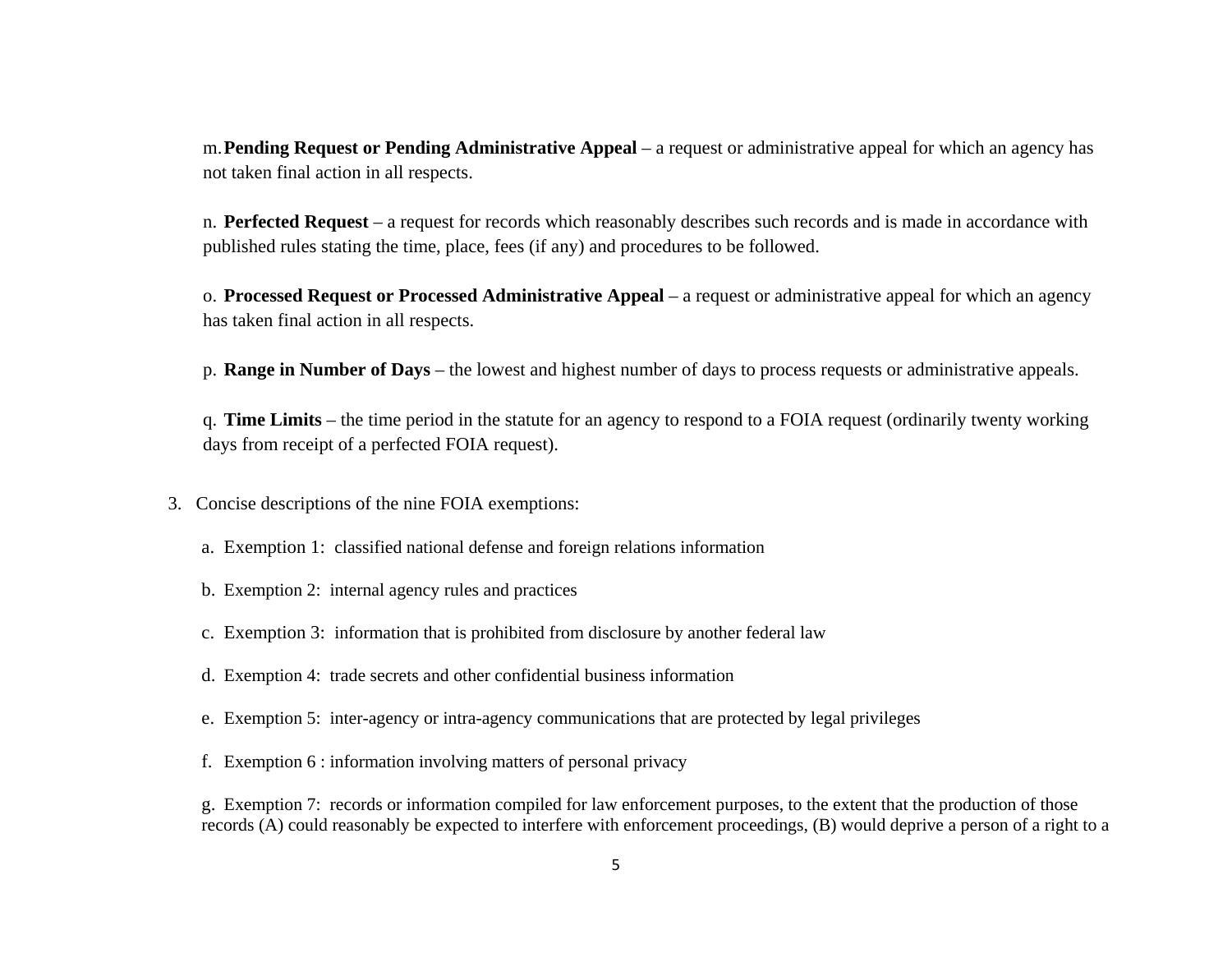m. **Pending Request or Pending Administrative Appeal** – a request or administrative appeal for which an agency has not taken final action in all respects.

n. **Perfected Request** – a request for records which reasonably describes such records and is made in accordance with published rules stating the time, place, fees (if any) and procedures to be followed.

o. **Processed Request or Processed Administrative Appeal** – a request or administrative appeal for which an agency has taken final action in all respects.

p. **Range in Number of Days** – the lowest and highest number of days to process requests or administrative appeals.

q. **Time Limits** – the time period in the statute for an agency to respond to a FOIA request (ordinarily twenty working days from receipt of a perfected FOIA request).

3. Concise descriptions of the nine FOIA exemptions:

   a. Exemption 1: classified national defense and foreign relations information

   b. Exemption 2: internal agency rules and practices

   c. Exemption 3: information that is prohibited from disclosure by another federal law

   d. Exemption 4: trade secrets and other confidential business information

   e. Exemption 5: inter-agency or intra-agency communications that are protected by legal privileges

   f. Exemption 6 : information involving matters of personal privacy

   g. Exemption 7: records or information compiled for law enforcement purposes, to the extent that the production of those records (A) could reasonably be expected to interfere with enforcement proceedings, (B) would deprive a person of a right to a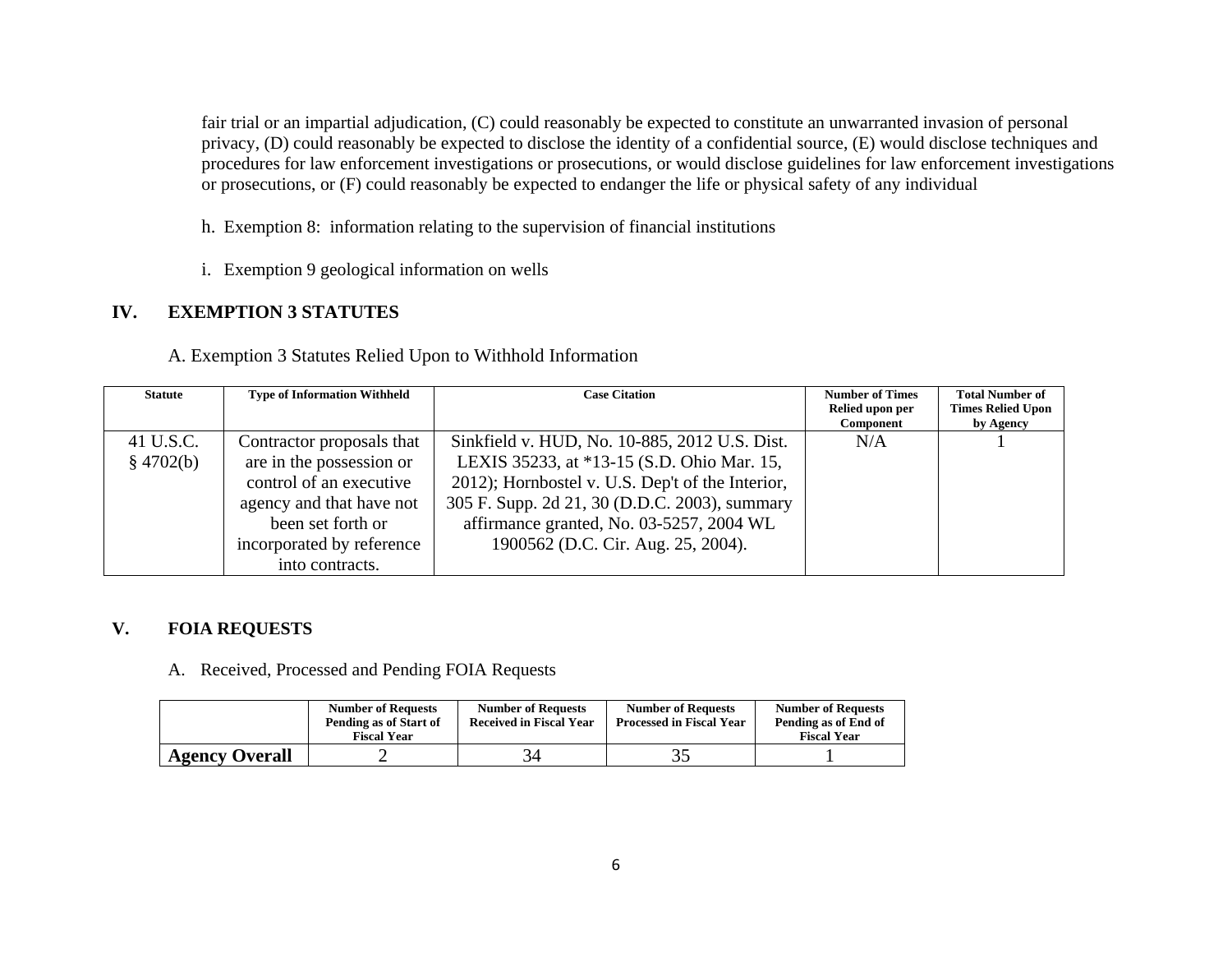fair trial or an impartial adjudication, (C) could reasonably be expected to constitute an unwarranted invasion of personal privacy, (D) could reasonably be expected to disclose the identity of a confidential source, (E) would disclose techniques and procedures for law enforcement investigations or prosecutions, or would disclose guidelines for law enforcement investigations or prosecutions, or (F) could reasonably be expected to endanger the life or physical safety of any individual

h. Exemption 8: information relating to the supervision of financial institutions

i. Exemption 9 geological information on wells

## IV. EXEMPTION 3 STATUTES

A. Exemption 3 Statutes Relied Upon to Withhold Information

| Statute | Type of Information Withheld | Case Citation | Number of Times Relied upon per Component | Total Number of Times Relied Upon by Agency |
|---|---|---|---|---|
| 41 U.S.C. § 4702(b) | Contractor proposals that are in the possession or control of an executive agency and that have not been set forth or incorporated by reference into contracts. | Sinkfield v. HUD, No. 10-885, 2012 U.S. Dist. LEXIS 35233, at *13-15 (S.D. Ohio Mar. 15, 2012); Hornbostel v. U.S. Dep't of the Interior, 305 F. Supp. 2d 21, 30 (D.D.C. 2003), summary affirmance granted, No. 03-5257, 2004 WL 1900562 (D.C. Cir. Aug. 25, 2004). | N/A | 1 |

## V. FOIA REQUESTS

A. Received, Processed and Pending FOIA Requests

| | Number of Requests Pending as of Start of Fiscal Year | Number of Requests Received in Fiscal Year | Number of Requests Processed in Fiscal Year | Number of Requests Pending as of End of Fiscal Year |
|---|---|---|---|---|
| **Agency Overall** | 2 | 34 | 35 | 1 |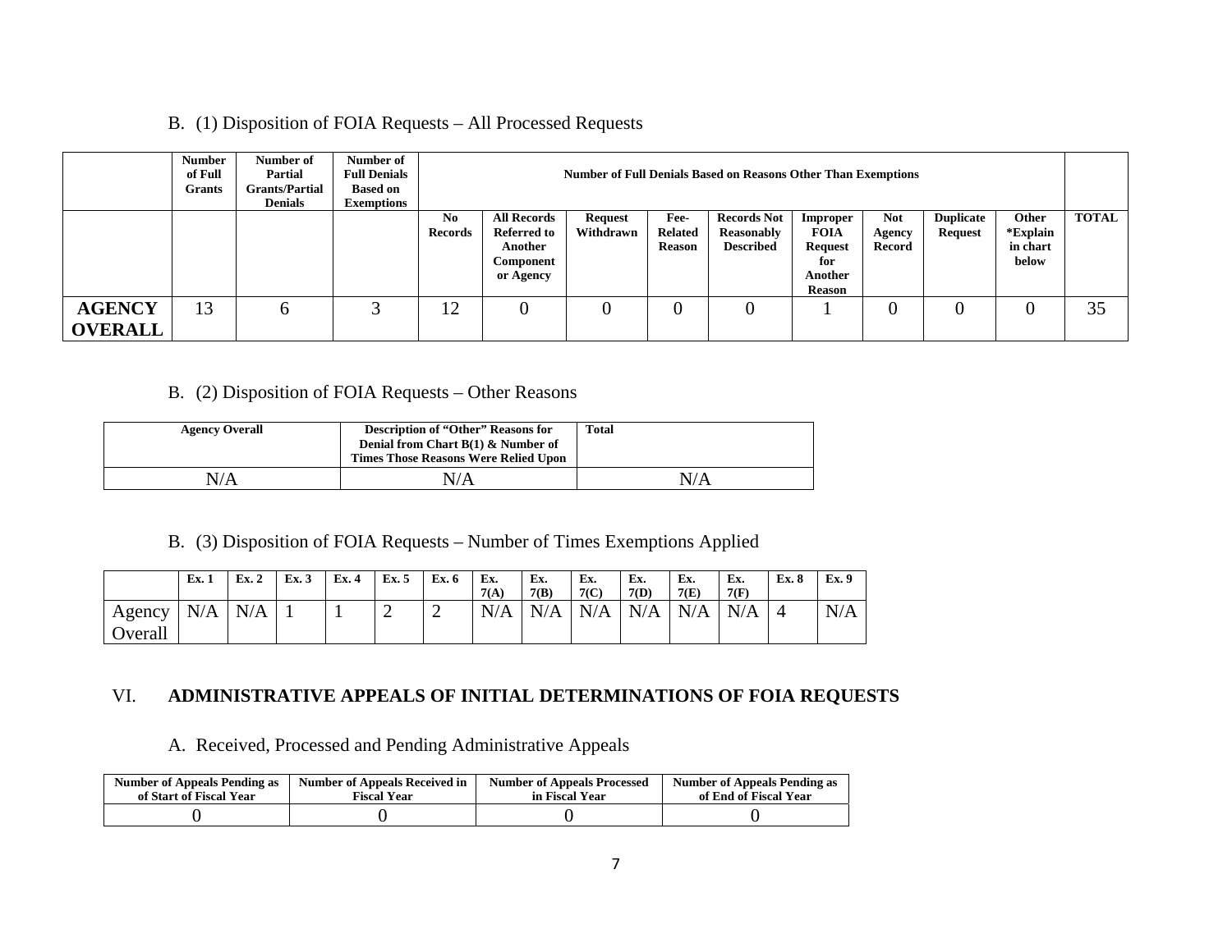B. (1) Disposition of FOIA Requests – All Processed Requests

| | Number of Full Grants | Number of Partial Grants/Partial Denials | Number of Full Denials Based on Exemptions | Number of Full Denials Based on Reasons Other Than Exemptions | | | | | | | | | |
|---|---|---|---|---|---|---|---|---|---|---|---|---|---|
| | | | | No Records | All Records Referred to Another Component or Agency | Request Withdrawn | Fee-Related Reason | Records Not Reasonably Described | Improper FOIA Request for Another Reason | Not Agency Record | Duplicate Request | Other *Explain in chart below | TOTAL |
| **AGENCY OVERALL** | 13 | 6 | 3 | 12 | 0 | 0 | 0 | 0 | 1 | 0 | 0 | 0 | 35 |

B. (2) Disposition of FOIA Requests – Other Reasons

| Agency Overall | Description of "Other" Reasons for Denial from Chart B(1) & Number of Times Those Reasons Were Relied Upon | Total |
|---|---|---|
| N/A | N/A | N/A |

B. (3) Disposition of FOIA Requests – Number of Times Exemptions Applied

| | Ex. 1 | Ex. 2 | Ex. 3 | Ex. 4 | Ex. 5 | Ex. 6 | Ex. 7(A) | Ex. 7(B) | Ex. 7(C) | Ex. 7(D) | Ex. 7(E) | Ex. 7(F) | Ex. 8 | Ex. 9 |
|---|---|---|---|---|---|---|---|---|---|---|---|---|---|---|
| Agency Overall | N/A | N/A | 1 | 1 | 2 | 2 | N/A | N/A | N/A | N/A | N/A | N/A | 4 | N/A |

## VI. ADMINISTRATIVE APPEALS OF INITIAL DETERMINATIONS OF FOIA REQUESTS

A. Received, Processed and Pending Administrative Appeals

| Number of Appeals Pending as of Start of Fiscal Year | Number of Appeals Received in Fiscal Year | Number of Appeals Processed in Fiscal Year | Number of Appeals Pending as of End of Fiscal Year |
|---|---|---|---|
| 0 | 0 | 0 | 0 |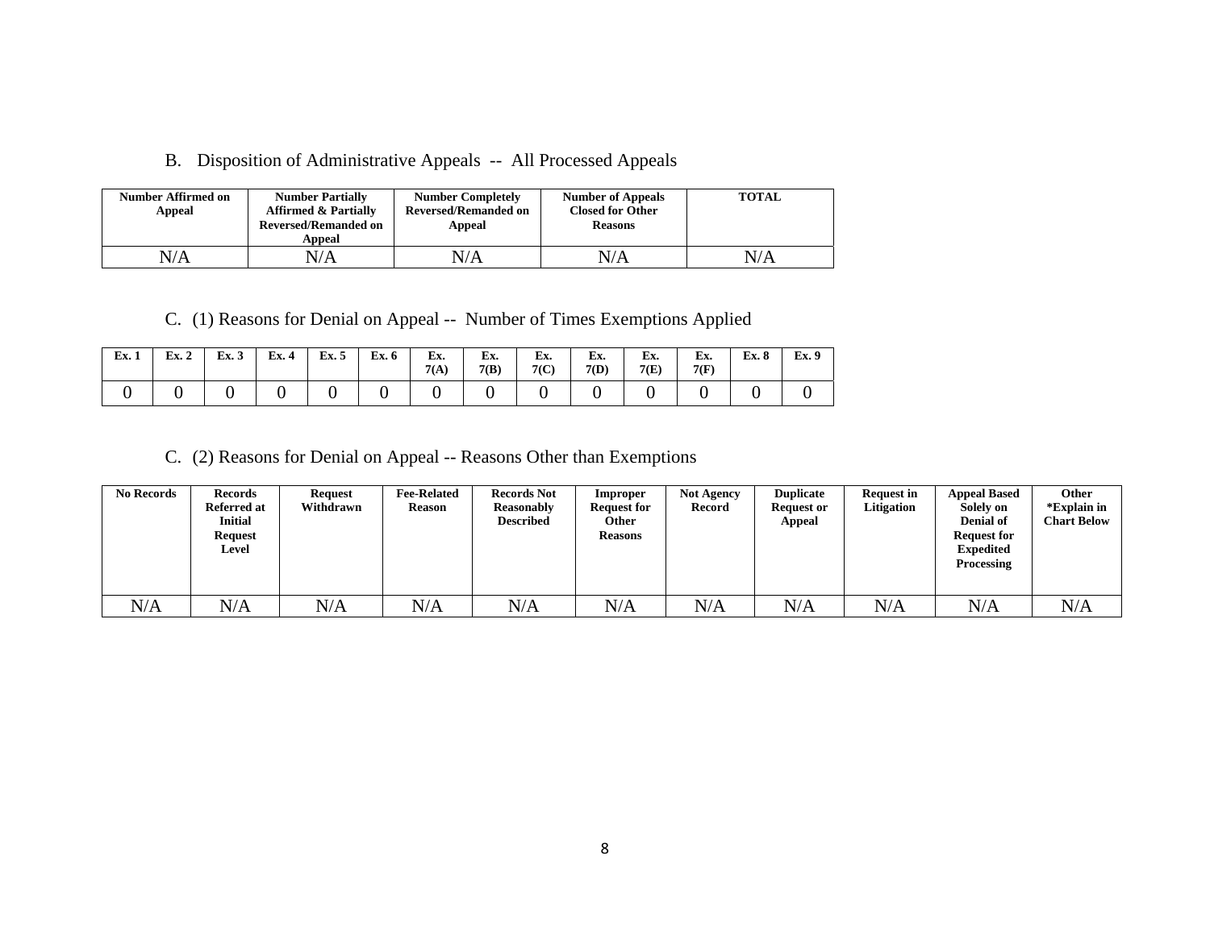B. Disposition of Administrative Appeals -- All Processed Appeals

| Number Affirmed on Appeal | Number Partially Affirmed & Partially Reversed/Remanded on Appeal | Number Completely Reversed/Remanded on Appeal | Number of Appeals Closed for Other Reasons | TOTAL |
|---|---|---|---|---|
| N/A | N/A | N/A | N/A | N/A |

C. (1) Reasons for Denial on Appeal -- Number of Times Exemptions Applied

| Ex. 1 | Ex. 2 | Ex. 3 | Ex. 4 | Ex. 5 | Ex. 6 | Ex. 7(A) | Ex. 7(B) | Ex. 7(C) | Ex. 7(D) | Ex. 7(E) | Ex. 7(F) | Ex. 8 | Ex. 9 |
|---|---|---|---|---|---|---|---|---|---|---|---|---|---|
| 0 | 0 | 0 | 0 | 0 | 0 | 0 | 0 | 0 | 0 | 0 | 0 | 0 | 0 |

C. (2) Reasons for Denial on Appeal -- Reasons Other than Exemptions

| No Records | Records Referred at Initial Request Level | Request Withdrawn | Fee-Related Reason | Records Not Reasonably Described | Improper Request for Other Reasons | Not Agency Record | Duplicate Request or Appeal | Request in Litigation | Appeal Based Solely on Denial of Request for Expedited Processing | Other *Explain in Chart Below |
|---|---|---|---|---|---|---|---|---|---|---|
| N/A | N/A | N/A | N/A | N/A | N/A | N/A | N/A | N/A | N/A | N/A |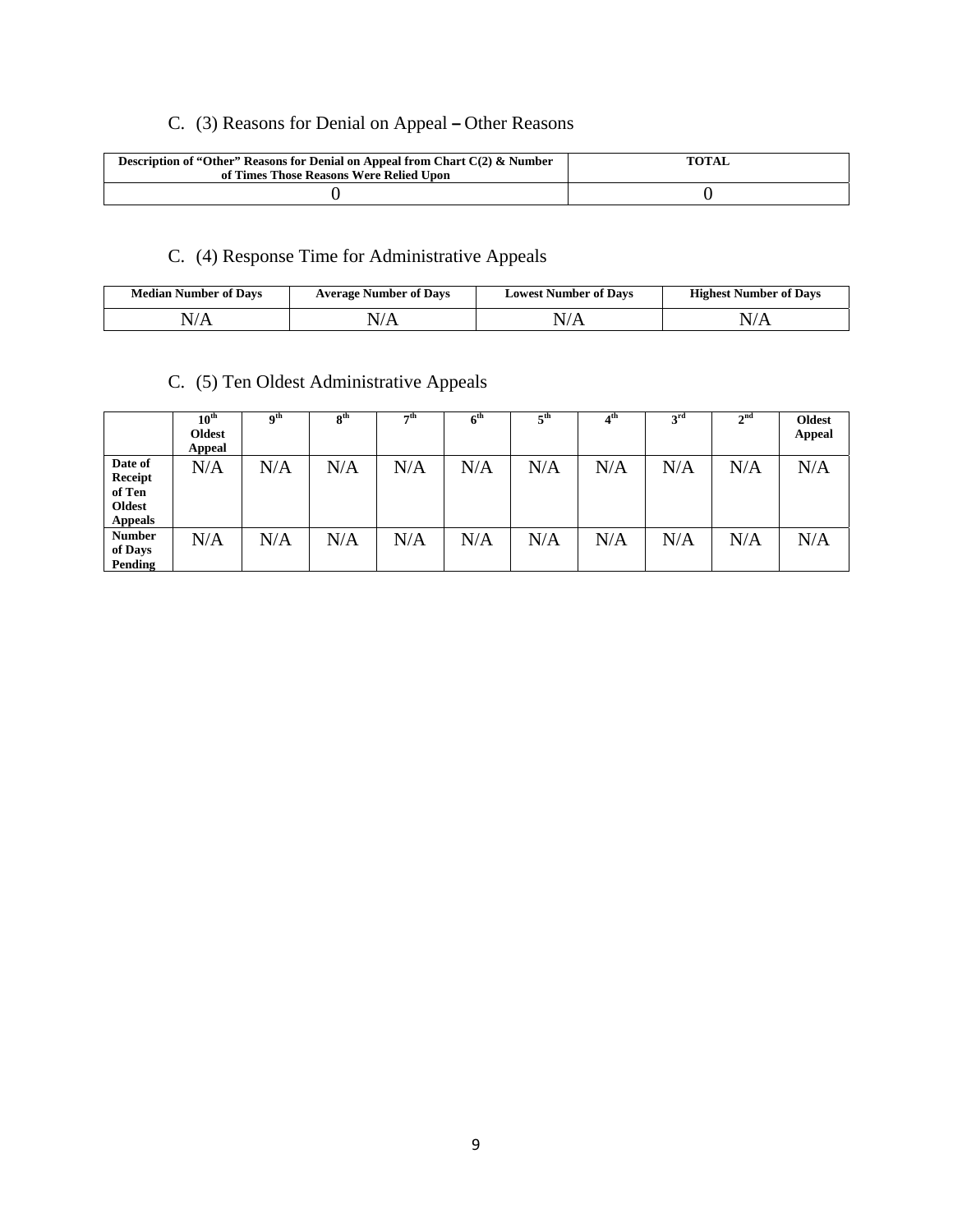## C. (3) Reasons for Denial on Appeal – Other Reasons

| Description of "Other" Reasons for Denial on Appeal from Chart C(2) & Number of Times Those Reasons Were Relied Upon | TOTAL |
|---|---|
| 0 | 0 |

## C. (4) Response Time for Administrative Appeals

| Median Number of Days | Average Number of Days | Lowest Number of Days | Highest Number of Days |
|---|---|---|---|
| N/A | N/A | N/A | N/A |

## C. (5) Ten Oldest Administrative Appeals

| | 10th Oldest Appeal | 9th | 8th | 7th | 6th | 5th | 4th | 3rd | 2nd | Oldest Appeal |
|---|---|---|---|---|---|---|---|---|---|---|
| Date of Receipt of Ten Oldest Appeals | N/A | N/A | N/A | N/A | N/A | N/A | N/A | N/A | N/A | N/A |
| Number of Days Pending | N/A | N/A | N/A | N/A | N/A | N/A | N/A | N/A | N/A | N/A |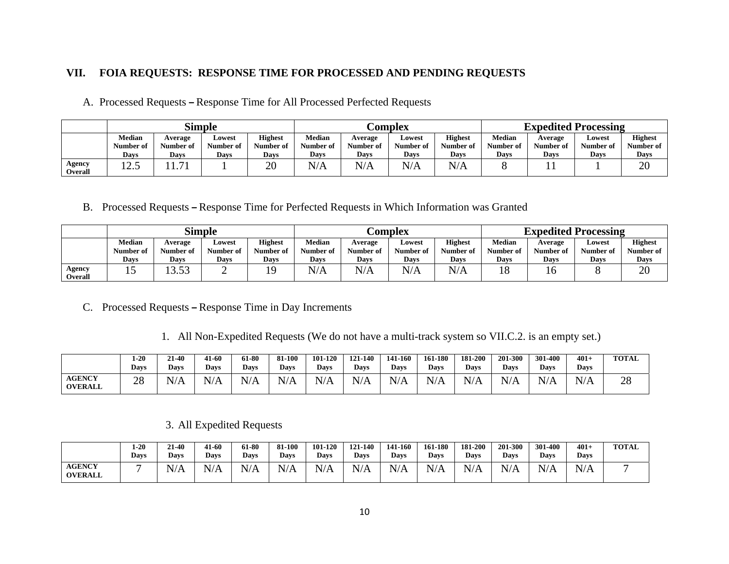## VII. FOIA REQUESTS: RESPONSE TIME FOR PROCESSED AND PENDING REQUESTS

### A. Processed Requests – Response Time for All Processed Perfected Requests

| | Simple | | | | Complex | | | | Expedited Processing | | | |
|---|---|---|---|---|---|---|---|---|---|---|---|---|
| | Median Number of Days | Average Number of Days | Lowest Number of Days | Highest Number of Days | Median Number of Days | Average Number of Days | Lowest Number of Days | Highest Number of Days | Median Number of Days | Average Number of Days | Lowest Number of Days | Highest Number of Days |
| Agency Overall | 12.5 | 11.71 | 1 | 20 | N/A | N/A | N/A | N/A | 8 | 11 | 1 | 20 |

### B. Processed Requests – Response Time for Perfected Requests in Which Information was Granted

| | Simple | | | | Complex | | | | Expedited Processing | | | |
|---|---|---|---|---|---|---|---|---|---|---|---|---|
| | Median Number of Days | Average Number of Days | Lowest Number of Days | Highest Number of Days | Median Number of Days | Average Number of Days | Lowest Number of Days | Highest Number of Days | Median Number of Days | Average Number of Days | Lowest Number of Days | Highest Number of Days |
| Agency Overall | 15 | 13.53 | 2 | 19 | N/A | N/A | N/A | N/A | 18 | 16 | 8 | 20 |

### C. Processed Requests – Response Time in Day Increments

1. All Non-Expedited Requests (We do not have a multi-track system so VII.C.2. is an empty set.)

| | 1-20 Days | 21-40 Days | 41-60 Days | 61-80 Days | 81-100 Days | 101-120 Days | 121-140 Days | 141-160 Days | 161-180 Days | 181-200 Days | 201-300 Days | 301-400 Days | 401+ Days | TOTAL |
|---|---|---|---|---|---|---|---|---|---|---|---|---|---|---|
| AGENCY OVERALL | 28 | N/A | N/A | N/A | N/A | N/A | N/A | N/A | N/A | N/A | N/A | N/A | N/A | 28 |

3. All Expedited Requests

| | 1-20 Days | 21-40 Days | 41-60 Days | 61-80 Days | 81-100 Days | 101-120 Days | 121-140 Days | 141-160 Days | 161-180 Days | 181-200 Days | 201-300 Days | 301-400 Days | 401+ Days | TOTAL |
|---|---|---|---|---|---|---|---|---|---|---|---|---|---|---|
| AGENCY OVERALL | 7 | N/A | N/A | N/A | N/A | N/A | N/A | N/A | N/A | N/A | N/A | N/A | N/A | 7 |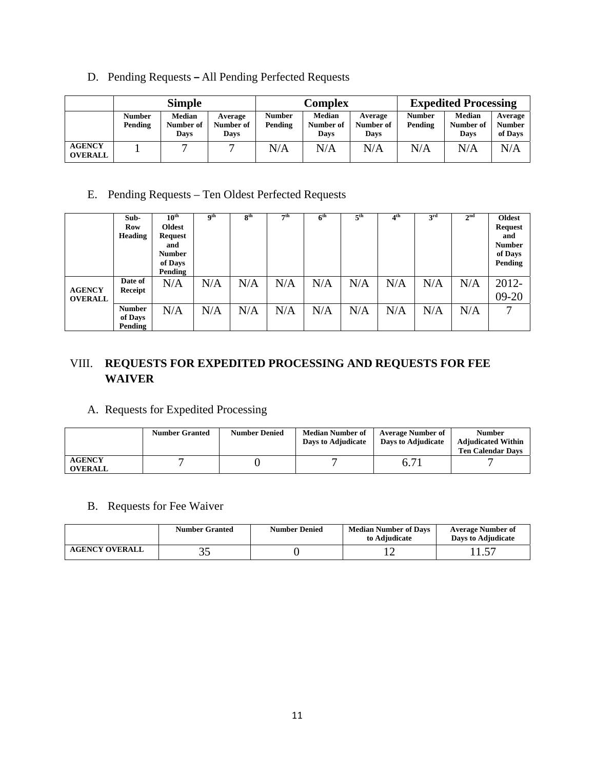D. Pending Requests – All Pending Perfected Requests

| | Simple | | | Complex | | | Expedited Processing | | |
|---|---|---|---|---|---|---|---|---|---|
| | Number Pending | Median Number of Days | Average Number of Days | Number Pending | Median Number of Days | Average Number of Days | Number Pending | Median Number of Days | Average Number of Days |
| AGENCY OVERALL | 1 | 7 | 7 | N/A | N/A | N/A | N/A | N/A | N/A |

E. Pending Requests – Ten Oldest Perfected Requests

| | Sub-Row Heading | 10th Oldest Request and Number of Days Pending | 9th | 8th | 7th | 6th | 5th | 4th | 3rd | 2nd | Oldest Request and Number of Days Pending |
|---|---|---|---|---|---|---|---|---|---|---|---|
| AGENCY OVERALL | Date of Receipt | N/A | N/A | N/A | N/A | N/A | N/A | N/A | N/A | N/A | 2012-09-20 |
| | Number of Days Pending | N/A | N/A | N/A | N/A | N/A | N/A | N/A | N/A | N/A | 7 |

## VIII. REQUESTS FOR EXPEDITED PROCESSING AND REQUESTS FOR FEE WAIVER

A. Requests for Expedited Processing

| | Number Granted | Number Denied | Median Number of Days to Adjudicate | Average Number of Days to Adjudicate | Number Adjudicated Within Ten Calendar Days |
|---|---|---|---|---|---|
| AGENCY OVERALL | 7 | 0 | 7 | 6.71 | 7 |

B. Requests for Fee Waiver

| | Number Granted | Number Denied | Median Number of Days to Adjudicate | Average Number of Days to Adjudicate |
|---|---|---|---|---|
| AGENCY OVERALL | 35 | 0 | 12 | 11.57 |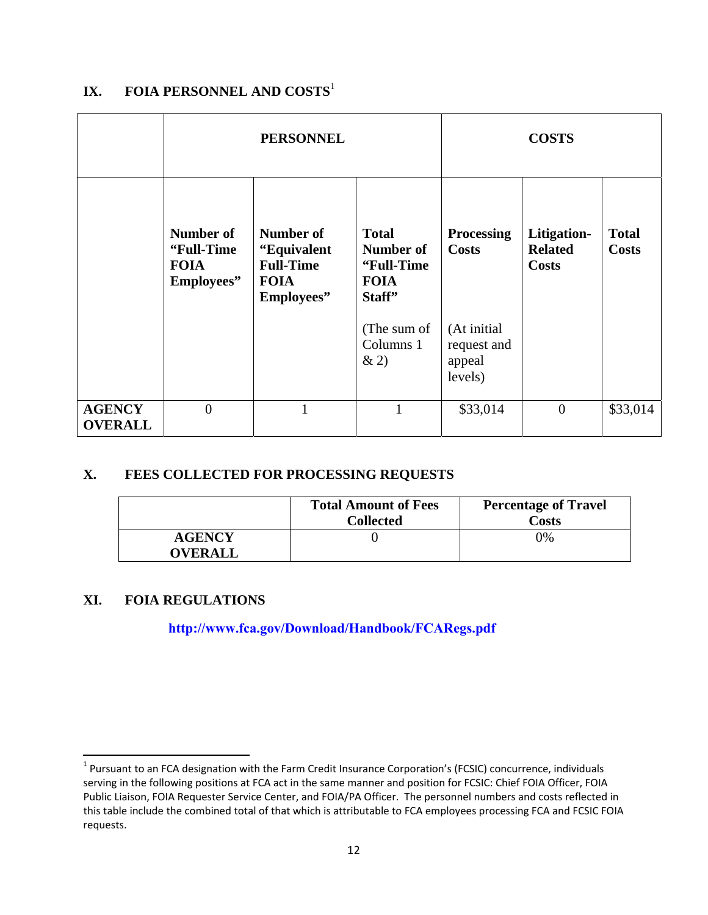## IX. FOIA PERSONNEL AND COSTS[1]

| | PERSONNEL | | | COSTS | | |
|---|---|---|---|---|---|---|
| | **Number of "Full-Time FOIA Employees"** | **Number of "Equivalent Full-Time FOIA Employees"** | **Total Number of "Full-Time FOIA Staff"** (The sum of Columns 1 & 2) | **Processing Costs** (At initial request and appeal levels) | **Litigation-Related Costs** | **Total Costs** |
| **AGENCY OVERALL** | 0 | 1 | 1 | $33,014 | 0 | $33,014 |

## X. FEES COLLECTED FOR PROCESSING REQUESTS

| | Total Amount of Fees Collected | Percentage of Travel Costs |
|---|---|---|
| **AGENCY OVERALL** | 0 | 0% |

## XI. FOIA REGULATIONS

**http://www.fca.gov/Download/Handbook/FCARegs.pdf**

[1] Pursuant to an FCA designation with the Farm Credit Insurance Corporation's (FCSIC) concurrence, individuals serving in the following positions at FCA act in the same manner and position for FCSIC: Chief FOIA Officer, FOIA Public Liaison, FOIA Requester Service Center, and FOIA/PA Officer. The personnel numbers and costs reflected in this table include the combined total of that which is attributable to FCA employees processing FCA and FCSIC FOIA requests.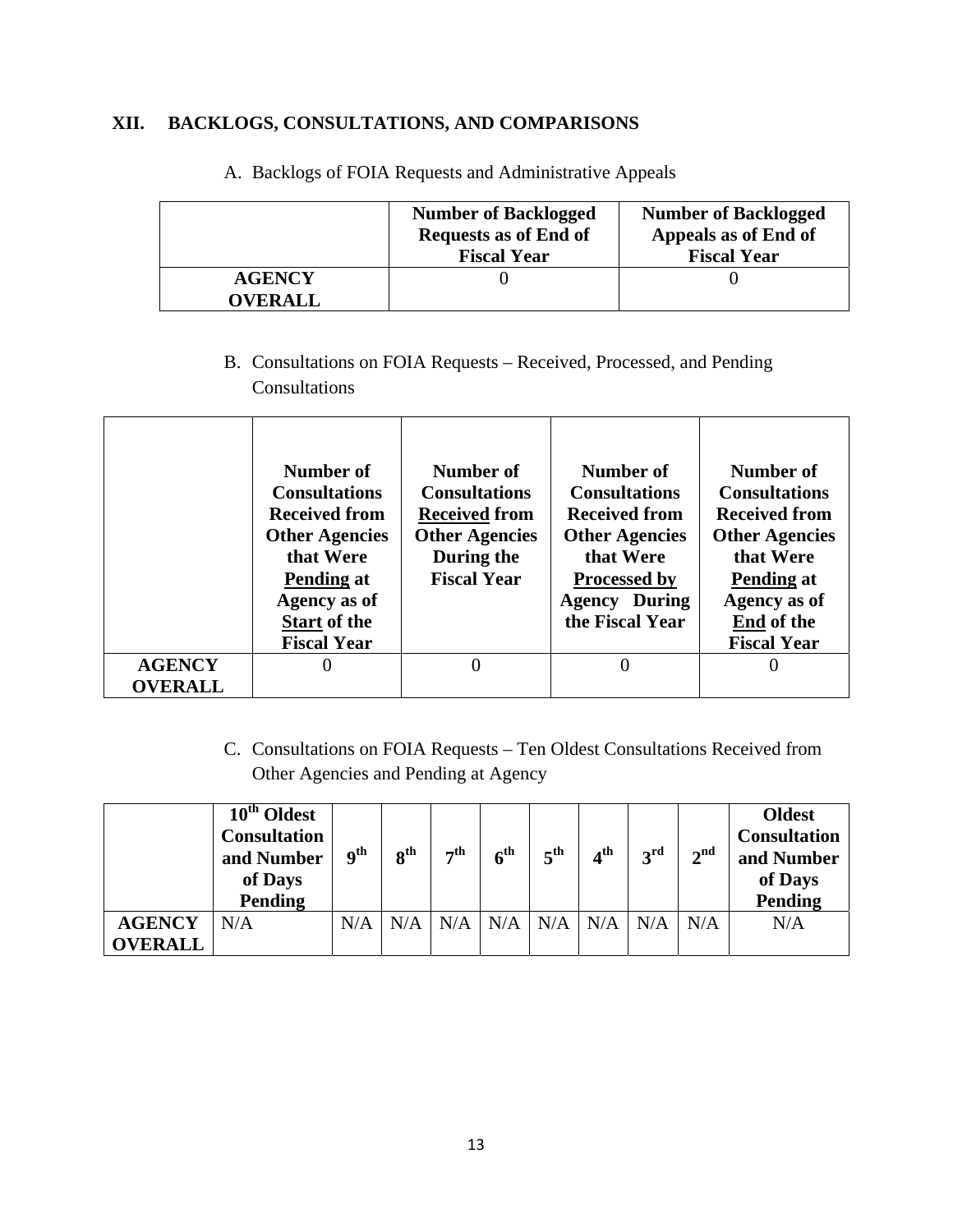## XII. BACKLOGS, CONSULTATIONS, AND COMPARISONS

A. Backlogs of FOIA Requests and Administrative Appeals

| | Number of Backlogged Requests as of End of Fiscal Year | Number of Backlogged Appeals as of End of Fiscal Year |
|---|---|---|
| **AGENCY OVERALL** | 0 | 0 |

B. Consultations on FOIA Requests – Received, Processed, and Pending Consultations

| | Number of Consultations Received from Other Agencies that Were Pending at Agency as of Start of the Fiscal Year | Number of Consultations Received from Other Agencies During the Fiscal Year | Number of Consultations Received from Other Agencies that Were Processed by Agency During the Fiscal Year | Number of Consultations Received from Other Agencies that Were Pending at Agency as of End of the Fiscal Year |
|---|---|---|---|---|
| **AGENCY OVERALL** | 0 | 0 | 0 | 0 |

C. Consultations on FOIA Requests – Ten Oldest Consultations Received from Other Agencies and Pending at Agency

| | 10th Oldest Consultation and Number of Days Pending | 9th | 8th | 7th | 6th | 5th | 4th | 3rd | 2nd | Oldest Consultation and Number of Days Pending |
|---|---|---|---|---|---|---|---|---|---|---|
| **AGENCY OVERALL** | N/A | N/A | N/A | N/A | N/A | N/A | N/A | N/A | N/A | N/A |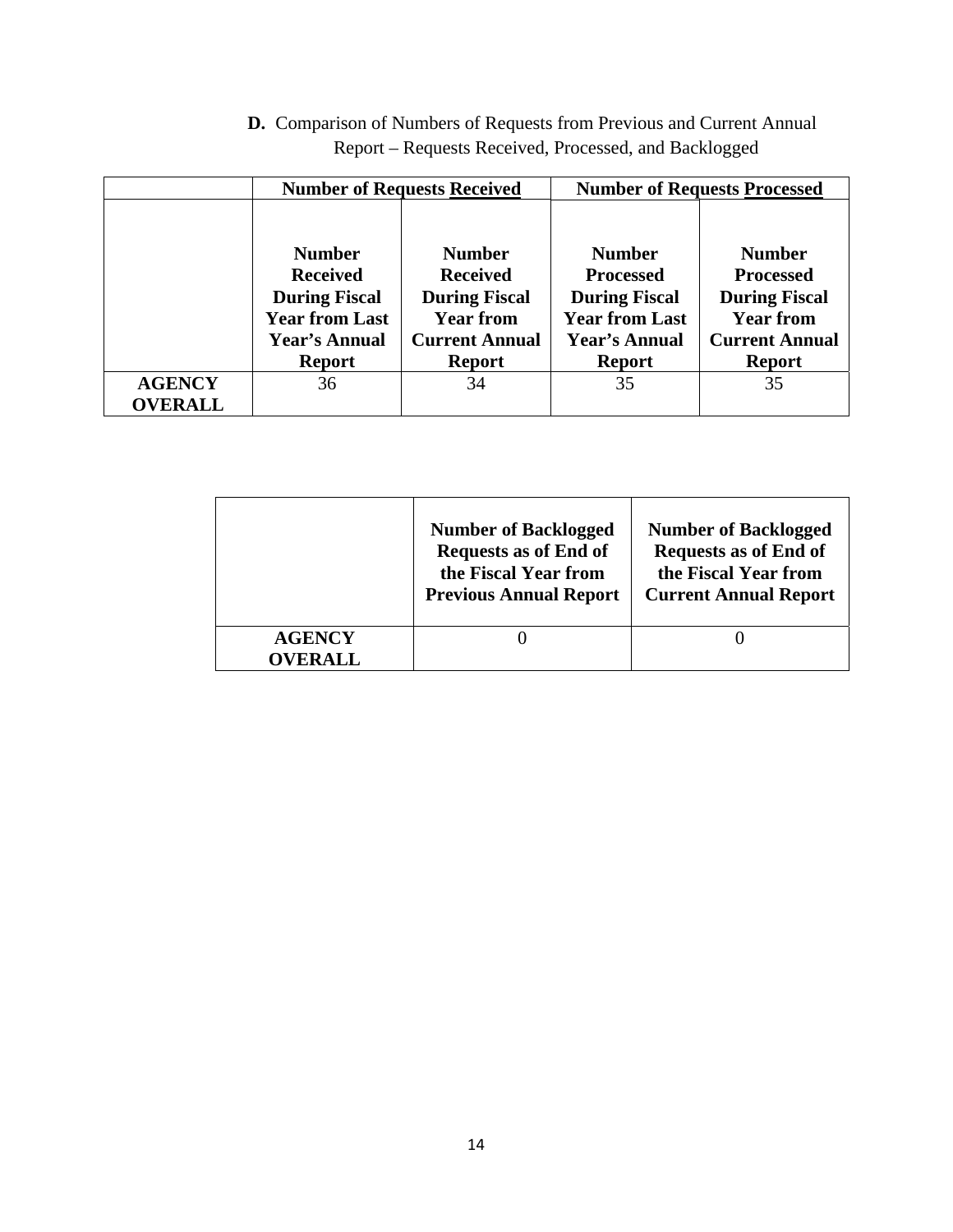**D.** Comparison of Numbers of Requests from Previous and Current Annual Report – Requests Received, Processed, and Backlogged

| | **Number of Requests Received** | | **Number of Requests Processed** | |
|---|---|---|---|---|
| | **Number Received During Fiscal Year from Last Year's Annual Report** | **Number Received During Fiscal Year from Current Annual Report** | **Number Processed During Fiscal Year from Last Year's Annual Report** | **Number Processed During Fiscal Year from Current Annual Report** |
| **AGENCY OVERALL** | 36 | 34 | 35 | 35 |

| | **Number of Backlogged Requests as of End of the Fiscal Year from Previous Annual Report** | **Number of Backlogged Requests as of End of the Fiscal Year from Current Annual Report** |
|---|---|---|
| **AGENCY OVERALL** | 0 | 0 |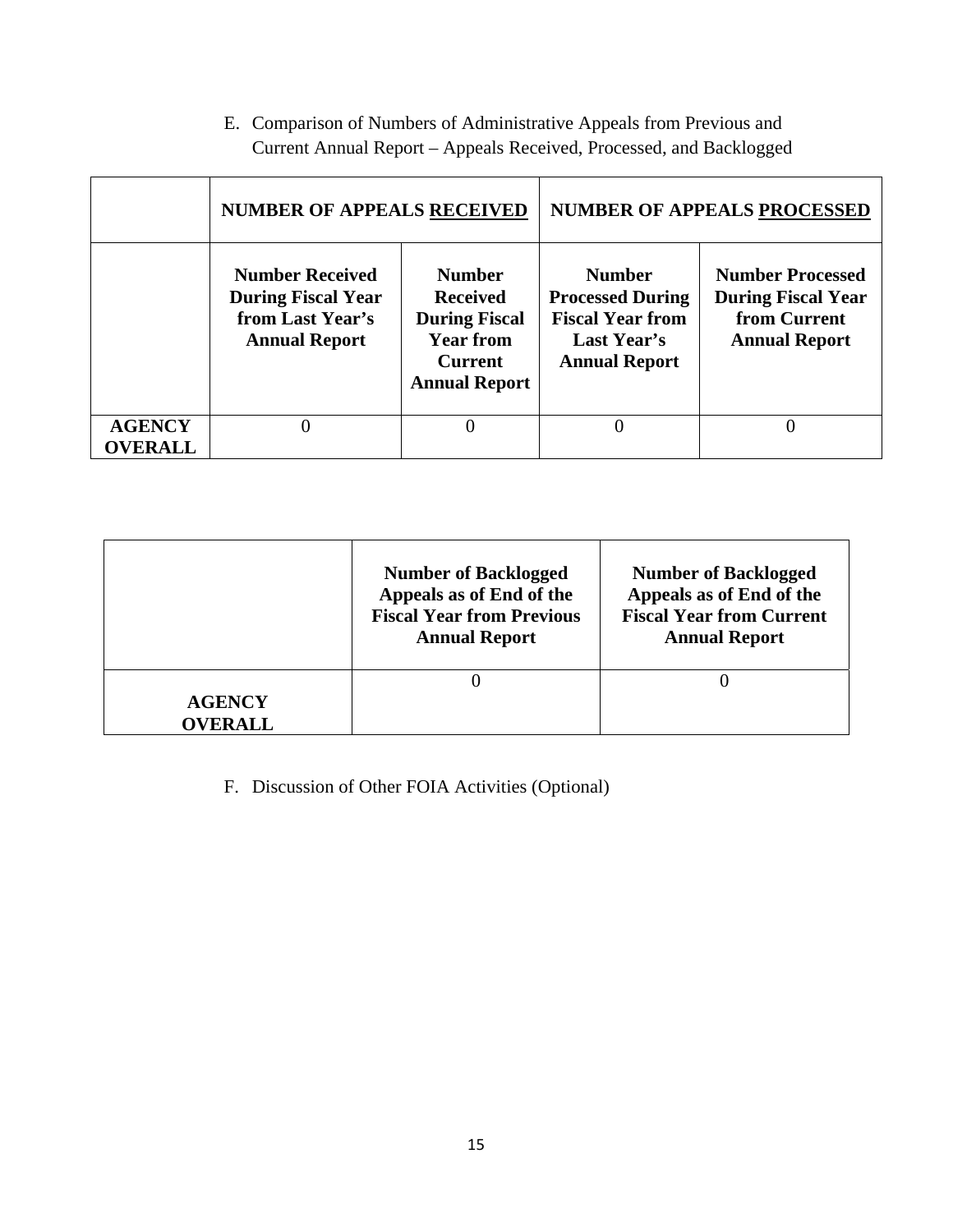E. Comparison of Numbers of Administrative Appeals from Previous and Current Annual Report – Appeals Received, Processed, and Backlogged

| | **NUMBER OF APPEALS RECEIVED** | | **NUMBER OF APPEALS PROCESSED** | |
|---|---|---|---|---|
| | **Number Received During Fiscal Year from Last Year's Annual Report** | **Number Received During Fiscal Year from Current Annual Report** | **Number Processed During Fiscal Year from Last Year's Annual Report** | **Number Processed During Fiscal Year from Current Annual Report** |
| **AGENCY OVERALL** | 0 | 0 | 0 | 0 |

| | **Number of Backlogged Appeals as of End of the Fiscal Year from Previous Annual Report** | **Number of Backlogged Appeals as of End of the Fiscal Year from Current Annual Report** |
|---|---|---|
| **AGENCY OVERALL** | 0 | 0 |

F. Discussion of Other FOIA Activities (Optional)